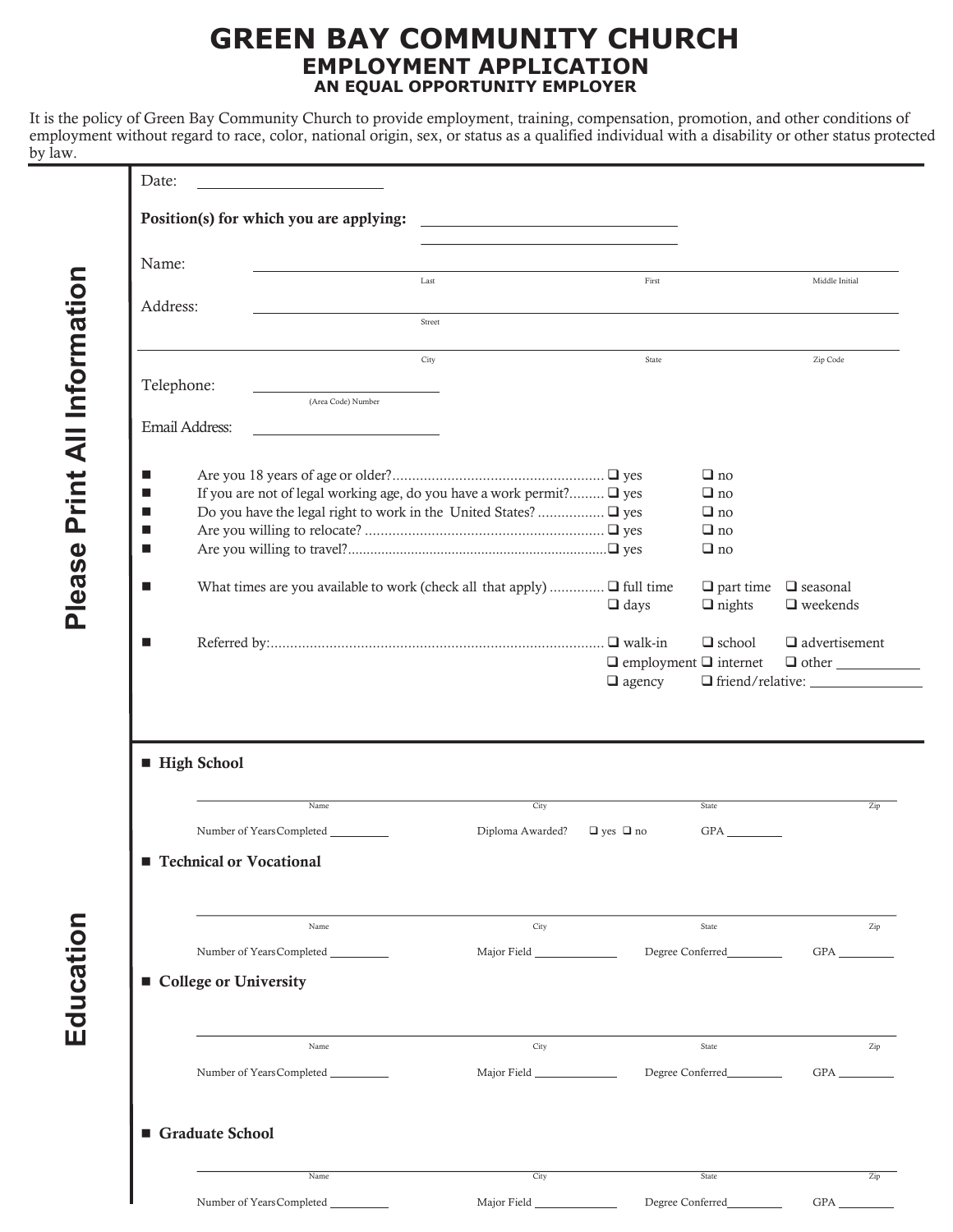# GREEN BAY COMMUNITY CHURCH

## EMPLOYMENT APPLICATION

### AN EQUAL OPPORTUNITY EMPLOYER

It is the policy of Green Bay Community Church to provide employment, training, compensation, promotion, and other conditions of employment without regard to race, color, national origin, sex, or status as a qualified individual with a disability or other status protected by law.

## Please Print All Information

Date: ____________________

**Position(s) for which you are applying:** ____________________

____________________

Name: ____________________
Last First Middle Initial

Address: ____________________
Street

____________________
City State Zip Code

Telephone: ____________________
(Area Code) Number

Email Address: ____________________

- Are you 18 years of age or older?............................................. ❑ yes ❑ no
- If you are not of legal working age, do you have a work permit?......... ❑ yes ❑ no
- Do you have the legal right to work in the United States? ................ ❑ yes ❑ no
- Are you willing to relocate? ............................................. ❑ yes ❑ no
- Are you willing to travel?.............................................❑ yes ❑ no
- What times are you available to work (check all that apply) ............. ❑ full time ❑ part time ❑ seasonal ❑ days ❑ nights ❑ weekends
- Referred by:............................................................ ❑ walk-in ❑ school ❑ advertisement ❑ employment ❑ internet ❑ other ____________ ❑ agency ❑ friend/relative: ____________

## Education

- **High School**

____________________
Name City State Zip

Number of Years Completed ________ Diploma Awarded? ❑ yes ❑ no GPA ________

- **Technical or Vocational**

____________________
Name City State Zip

Number of Years Completed ________ Major Field ________ Degree Conferred________ GPA ________

- **College or University**

____________________
Name City State Zip

Number of Years Completed ________ Major Field ________ Degree Conferred________ GPA ________

- **Graduate School**

____________________
Name City State Zip

Number of Years Completed ________ Major Field ________ Degree Conferred________ GPA ________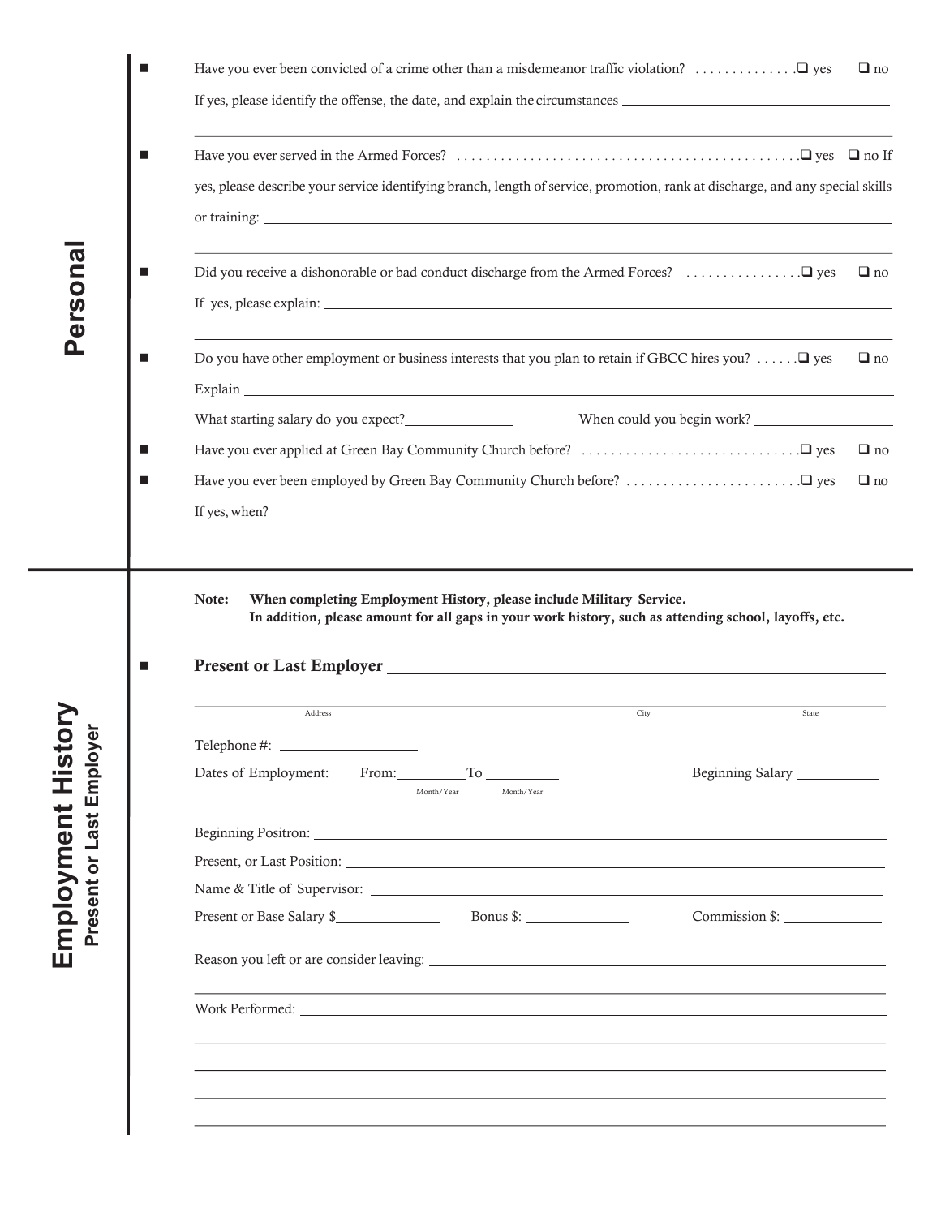## Personal

- Have you ever been convicted of a crime other than a misdemeanor traffic violation? . . . . . . . . . . . . . . ☐ yes ☐ no

  If yes, please identify the offense, the date, and explain the circumstances ______________________________

  ______________________________________________________________________________

- Have you ever served in the Armed Forces? . . . . . . . . . . . . . . . . . . . . . . . . . . . . . . . . . . . . . . . . . . . . . . ☐ yes ☐ no If yes, please describe your service identifying branch, length of service, promotion, rank at discharge, and any special skills or training: ______________________________________________________________________________

  ______________________________________________________________________________

- Did you receive a dishonorable or bad conduct discharge from the Armed Forces? . . . . . . . . . . . . . . . . ☐ yes ☐ no

  If yes, please explain: ______________________________________________________________________________

  ______________________________________________________________________________

- Do you have other employment or business interests that you plan to retain if GBCC hires you? . . . . . . ☐ yes ☐ no

  Explain ______________________________________________________________________________

  What starting salary do you expect?______________ When could you begin work? __________________

- Have you ever applied at Green Bay Community Church before? . . . . . . . . . . . . . . . . . . . . . . . . . . . . . . ☐ yes ☐ no
- Have you ever been employed by Green Bay Community Church before? . . . . . . . . . . . . . . . . . . . . . . . . ☐ yes ☐ no

  If yes, when? ______________________________________________________

## Employment History
### Present or Last Employer

**Note: When completing Employment History, please include Military Service.**
**In addition, please amount for all gaps in your work history, such as attending school, layoffs, etc.**

- **Present or Last Employer** ______________________________________________________________________________

  ______________________________________________________________________________
  Address City State

  Telephone #: __________________

  Dates of Employment: From:_________ To _________ Beginning Salary ___________
  Month/Year Month/Year

  Beginning Positron: ______________________________________________________________________________

  Present, or Last Position: ______________________________________________________________________________

  Name & Title of Supervisor: ______________________________________________________________________________

  Present or Base Salary $______________ Bonus $: ______________ Commission $: ______________

  Reason you left or are consider leaving: ______________________________________________________________________________

  ______________________________________________________________________________

  Work Performed: ______________________________________________________________________________

  ______________________________________________________________________________

  ______________________________________________________________________________

  ______________________________________________________________________________

  ______________________________________________________________________________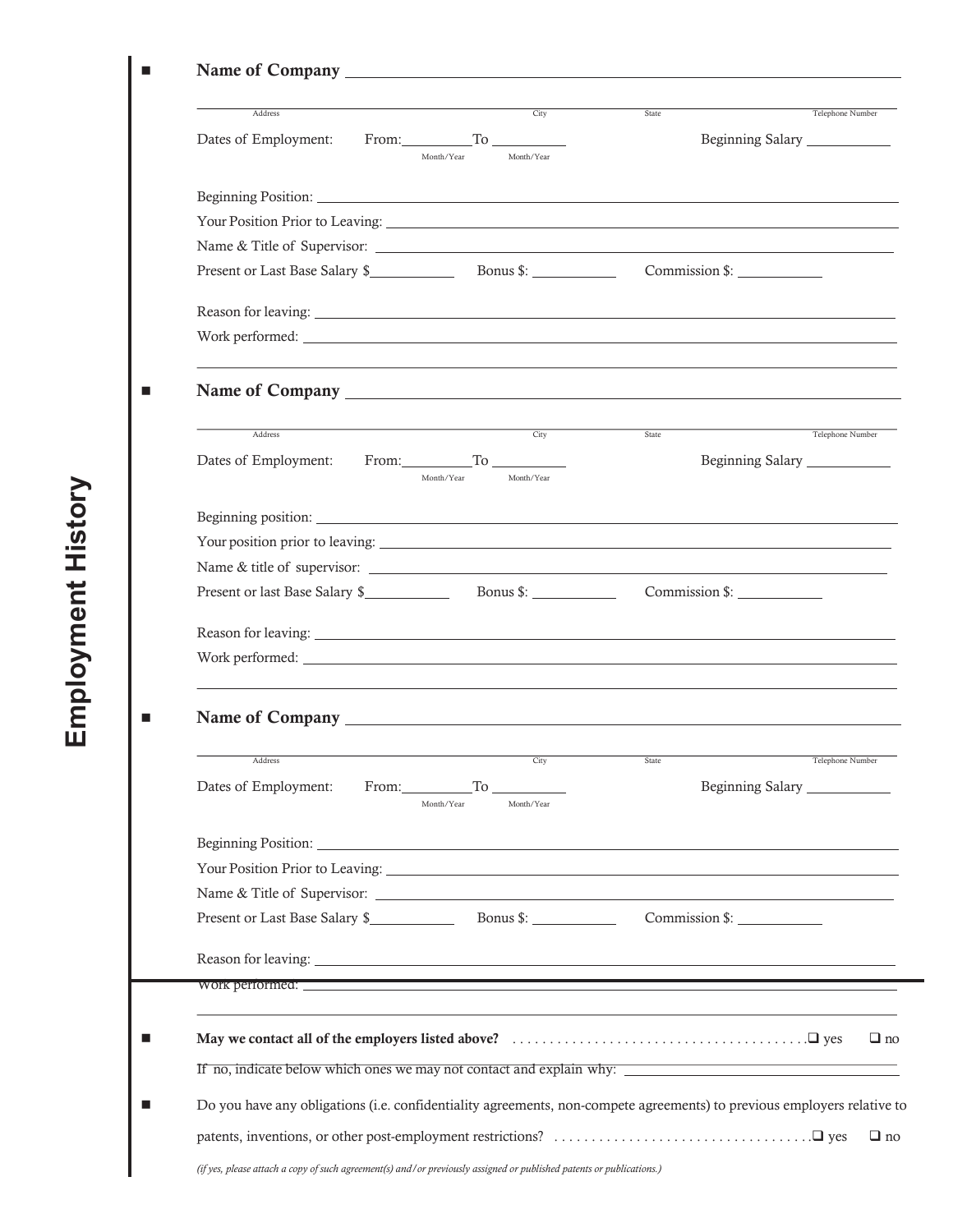# Employment History

- **Name of Company** ______________________________

Address ________ City ________ State ________ Telephone Number ________

Dates of Employment: From: ________ To ________ (Month/Year) (Month/Year) Beginning Salary ________

Beginning Position: ______________________________

Your Position Prior to Leaving: ______________________________

Name & Title of Supervisor: ______________________________

Present or Last Base Salary $________ Bonus $: ________ Commission $: ________

Reason for leaving: ______________________________

Work performed: ______________________________

- **Name of Company** ______________________________

Address ________ City ________ State ________ Telephone Number ________

Dates of Employment: From: ________ To ________ (Month/Year) (Month/Year) Beginning Salary ________

Beginning position: ______________________________

Your position prior to leaving: ______________________________

Name & title of supervisor: ______________________________

Present or last Base Salary $________ Bonus $: ________ Commission $: ________

Reason for leaving: ______________________________

Work performed: ______________________________

- **Name of Company** ______________________________

Address ________ City ________ State ________ Telephone Number ________

Dates of Employment: From: ________ To ________ (Month/Year) (Month/Year) Beginning Salary ________

Beginning Position: ______________________________

Your Position Prior to Leaving: ______________________________

Name & Title of Supervisor: ______________________________

Present or Last Base Salary $________ Bonus $: ________ Commission $: ________

Reason for leaving: ______________________________

Work performed: ______________________________

- **May we contact all of the employers listed above?** ........................................ ☐ yes ☐ no

If no, indicate below which ones we may not contact and explain why: ______________________________

- Do you have any obligations (i.e. confidentiality agreements, non-compete agreements) to previous employers relative to patents, inventions, or other post-employment restrictions? .................................. ☐ yes ☐ no

*(if yes, please attach a copy of such agreement(s) and/or previously assigned or published patents or publications.)*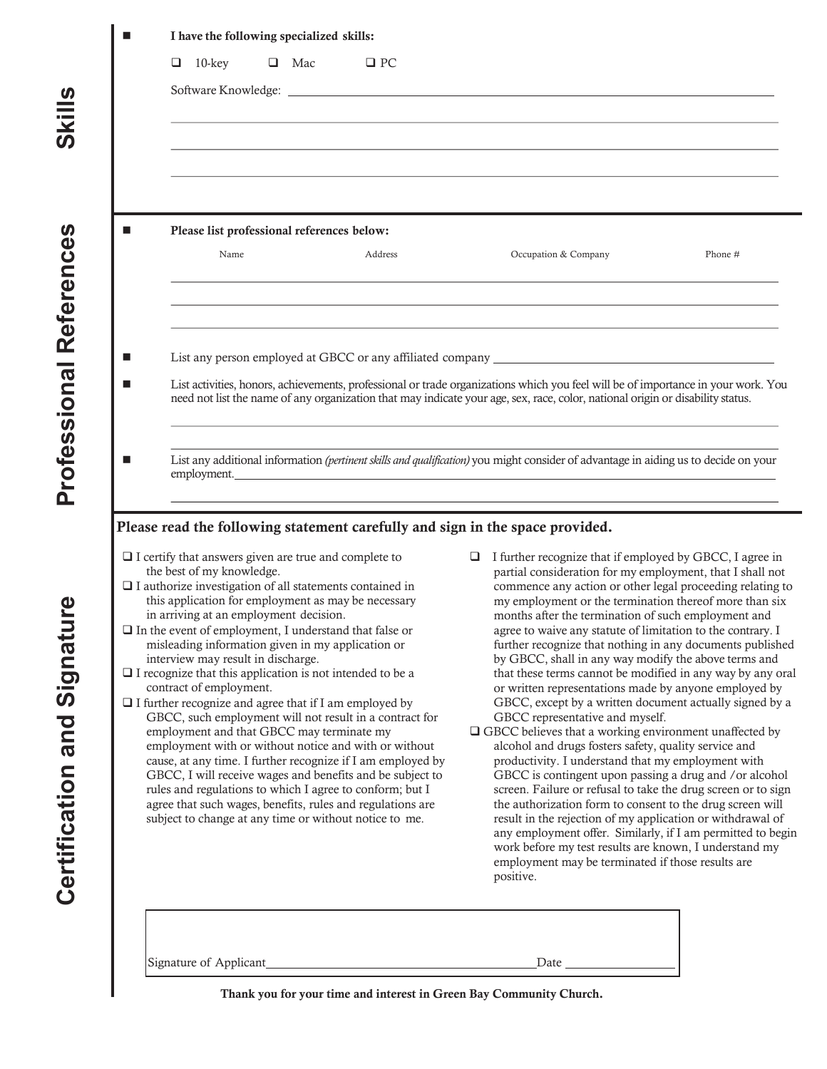## Skills

- **I have the following specialized skills:**

  ☐ 10-key ☐ Mac ☐ PC

  Software Knowledge: \_\_\_\_\_\_\_\_\_\_\_\_\_\_\_\_\_\_\_\_\_\_\_\_\_\_\_\_\_\_

## Professional References

- **Please list professional references below:**

| Name | Address | Occupation & Company | Phone # |
|---|---|---|---|
| | | | |
| | | | |
| | | | |

- List any person employed at GBCC or any affiliated company \_\_\_\_\_\_\_\_\_\_\_\_\_\_\_\_\_\_\_\_\_\_\_\_\_\_\_\_\_\_

- List activities, honors, achievements, professional or trade organizations which you feel will be of importance in your work. You need not list the name of any organization that may indicate your age, sex, race, color, national origin or disability status.

- List any additional information *(pertinent skills and qualification)* you might consider of advantage in aiding us to decide on your employment.\_\_\_\_\_\_\_\_\_\_\_\_\_\_\_\_\_\_\_\_\_\_\_\_\_\_\_\_\_\_

## Certification and Signature

**Please read the following statement carefully and sign in the space provided.**

☐ I certify that answers given are true and complete to the best of my knowledge.

☐ I authorize investigation of all statements contained in this application for employment as may be necessary in arriving at an employment decision.

☐ In the event of employment, I understand that false or misleading information given in my application or interview may result in discharge.

☐ I recognize that this application is not intended to be a contract of employment.

☐ I further recognize and agree that if I am employed by GBCC, such employment will not result in a contract for employment and that GBCC may terminate my employment with or without notice and with or without cause, at any time. I further recognize if I am employed by GBCC, I will receive wages and benefits and be subject to rules and regulations to which I agree to conform; but I agree that such wages, benefits, rules and regulations are subject to change at any time or without notice to me.

☐ I further recognize that if employed by GBCC, I agree in partial consideration for my employment, that I shall not commence any action or other legal proceeding relating to my employment or the termination thereof more than six months after the termination of such employment and agree to waive any statute of limitation to the contrary. I further recognize that nothing in any documents published by GBCC, shall in any way modify the above terms and that these terms cannot be modified in any way by any oral or written representations made by anyone employed by GBCC, except by a written document actually signed by a GBCC representative and myself.

☐ GBCC believes that a working environment unaffected by alcohol and drugs fosters safety, quality service and productivity. I understand that my employment with GBCC is contingent upon passing a drug and /or alcohol screen. Failure or refusal to take the drug screen or to sign the authorization form to consent to the drug screen will result in the rejection of my application or withdrawal of any employment offer. Similarly, if I am permitted to begin work before my test results are known, I understand my employment may be terminated if those results are positive.

Signature of Applicant\_\_\_\_\_\_\_\_\_\_\_\_\_\_\_\_\_\_\_\_\_\_\_\_\_\_\_\_\_\_ Date \_\_\_\_\_\_\_\_\_\_\_\_\_\_\_

**Thank you for your time and interest in Green Bay Community Church.**